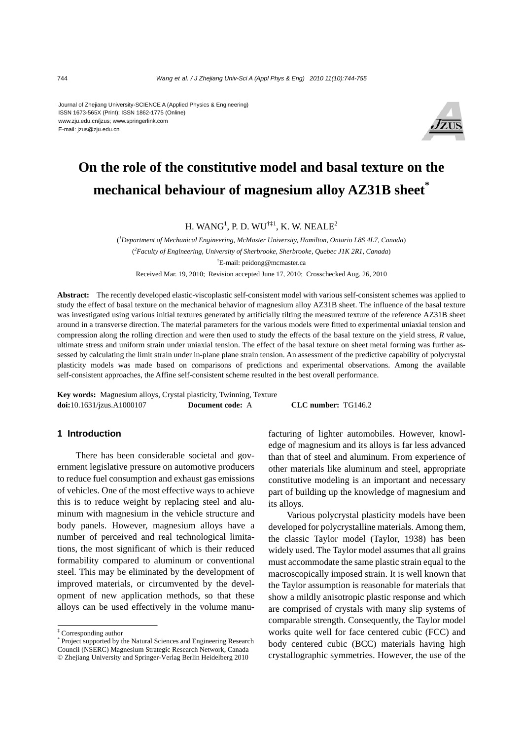Journal of Zhejiang University-SCIENCE A (Applied Physics & Engineering)
ISSN 1673-565X (Print); ISSN 1862-1775 (Online)
www.zju.edu.cn/jzus; www.springerlink.com
E-mail: jzus@zju.edu.cn

# On the role of the constitutive model and basal texture on the mechanical behaviour of magnesium alloy AZ31B sheet*

H. WANG[1], P. D. WU[†‡1], K. W. NEALE[2]

([1]*Department of Mechanical Engineering, McMaster University, Hamilton, Ontario L8S 4L7, Canada*)

([2]*Faculty of Engineering, University of Sherbrooke, Sherbrooke, Quebec J1K 2R1, Canada*)

[†]E-mail: peidong@mcmaster.ca

Received Mar. 19, 2010; Revision accepted June 17, 2010; Crosschecked Aug. 26, 2010

**Abstract:** The recently developed elastic-viscoplastic self-consistent model with various self-consistent schemes was applied to study the effect of basal texture on the mechanical behavior of magnesium alloy AZ31B sheet. The influence of the basal texture was investigated using various initial textures generated by artificially tilting the measured texture of the reference AZ31B sheet around in a transverse direction. The material parameters for the various models were fitted to experimental uniaxial tension and compression along the rolling direction and were then used to study the effects of the basal texture on the yield stress, *R* value, ultimate stress and uniform strain under uniaxial tension. The effect of the basal texture on sheet metal forming was further assessed by calculating the limit strain under in-plane plane strain tension. An assessment of the predictive capability of polycrystal plasticity models was made based on comparisons of predictions and experimental observations. Among the available self-consistent approaches, the Affine self-consistent scheme resulted in the best overall performance.

**Key words:** Magnesium alloys, Crystal plasticity, Twinning, Texture
**doi:**10.1631/jzus.A1000107 **Document code:** A **CLC number:** TG146.2

## 1 Introduction

There has been considerable societal and government legislative pressure on automotive producers to reduce fuel consumption and exhaust gas emissions of vehicles. One of the most effective ways to achieve this is to reduce weight by replacing steel and aluminum with magnesium in the vehicle structure and body panels. However, magnesium alloys have a number of perceived and real technological limitations, the most significant of which is their reduced formability compared to aluminum or conventional steel. This may be eliminated by the development of improved materials, or circumvented by the development of new application methods, so that these alloys can be used effectively in the volume manufacturing of lighter automobiles. However, knowledge of magnesium and its alloys is far less advanced than that of steel and aluminum. From experience of other materials like aluminum and steel, appropriate constitutive modeling is an important and necessary part of building up the knowledge of magnesium and its alloys.

Various polycrystal plasticity models have been developed for polycrystalline materials. Among them, the classic Taylor model (Taylor, 1938) has been widely used. The Taylor model assumes that all grains must accommodate the same plastic strain equal to the macroscopically imposed strain. It is well known that the Taylor assumption is reasonable for materials that show a mildly anisotropic plastic response and which are comprised of crystals with many slip systems of comparable strength. Consequently, the Taylor model works quite well for face centered cubic (FCC) and body centered cubic (BCC) materials having high crystallographic symmetries. However, the use of the

‡ Corresponding author
\* Project supported by the Natural Sciences and Engineering Research Council (NSERC) Magnesium Strategic Research Network, Canada
© Zhejiang University and Springer-Verlag Berlin Heidelberg 2010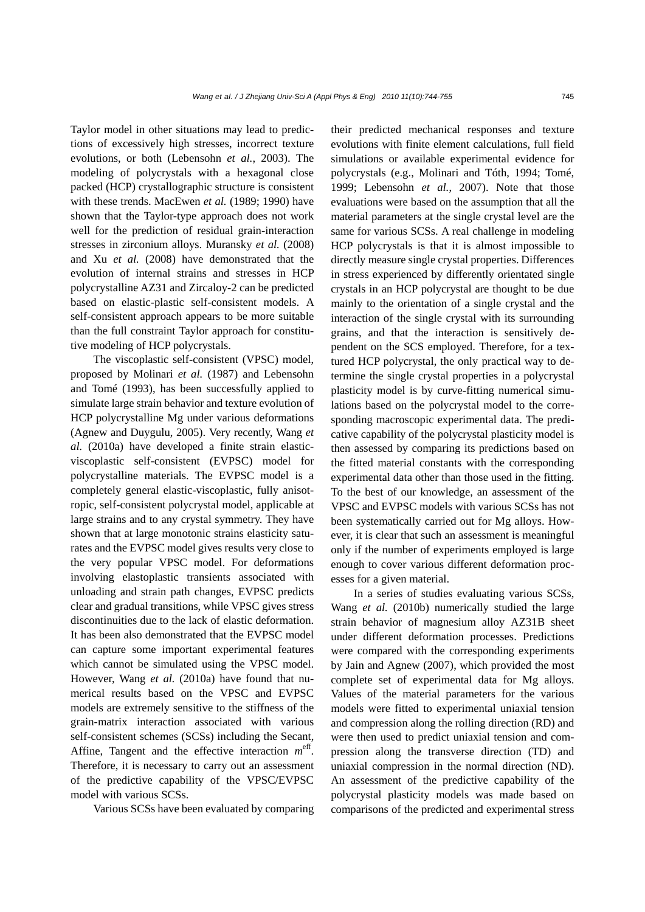Taylor model in other situations may lead to predictions of excessively high stresses, incorrect texture evolutions, or both (Lebensohn *et al.*, 2003). The modeling of polycrystals with a hexagonal close packed (HCP) crystallographic structure is consistent with these trends. MacEwen *et al.* (1989; 1990) have shown that the Taylor-type approach does not work well for the prediction of residual grain-interaction stresses in zirconium alloys. Muransky *et al.* (2008) and Xu *et al.* (2008) have demonstrated that the evolution of internal strains and stresses in HCP polycrystalline AZ31 and Zircaloy-2 can be predicted based on elastic-plastic self-consistent models. A self-consistent approach appears to be more suitable than the full constraint Taylor approach for constitutive modeling of HCP polycrystals.

The viscoplastic self-consistent (VPSC) model, proposed by Molinari *et al.* (1987) and Lebensohn and Tomé (1993), has been successfully applied to simulate large strain behavior and texture evolution of HCP polycrystalline Mg under various deformations (Agnew and Duygulu, 2005). Very recently, Wang *et al.* (2010a) have developed a finite strain elastic-viscoplastic self-consistent (EVPSC) model for polycrystalline materials. The EVPSC model is a completely general elastic-viscoplastic, fully anisotropic, self-consistent polycrystal model, applicable at large strains and to any crystal symmetry. They have shown that at large monotonic strains elasticity saturates and the EVPSC model gives results very close to the very popular VPSC model. For deformations involving elastoplastic transients associated with unloading and strain path changes, EVPSC predicts clear and gradual transitions, while VPSC gives stress discontinuities due to the lack of elastic deformation. It has been also demonstrated that the EVPSC model can capture some important experimental features which cannot be simulated using the VPSC model. However, Wang *et al.* (2010a) have found that numerical results based on the VPSC and EVPSC models are extremely sensitive to the stiffness of the grain-matrix interaction associated with various self-consistent schemes (SCSs) including the Secant, Affine, Tangent and the effective interaction $m^{\text{eff}}$. Therefore, it is necessary to carry out an assessment of the predictive capability of the VPSC/EVPSC model with various SCSs.

Various SCSs have been evaluated by comparing their predicted mechanical responses and texture evolutions with finite element calculations, full field simulations or available experimental evidence for polycrystals (e.g., Molinari and Tóth, 1994; Tomé, 1999; Lebensohn *et al.*, 2007). Note that those evaluations were based on the assumption that all the material parameters at the single crystal level are the same for various SCSs. A real challenge in modeling HCP polycrystals is that it is almost impossible to directly measure single crystal properties. Differences in stress experienced by differently orientated single crystals in an HCP polycrystal are thought to be due mainly to the orientation of a single crystal and the interaction of the single crystal with its surrounding grains, and that the interaction is sensitively dependent on the SCS employed. Therefore, for a textured HCP polycrystal, the only practical way to determine the single crystal properties in a polycrystal plasticity model is by curve-fitting numerical simulations based on the polycrystal model to the corresponding macroscopic experimental data. The predicative capability of the polycrystal plasticity model is then assessed by comparing its predictions based on the fitted material constants with the corresponding experimental data other than those used in the fitting. To the best of our knowledge, an assessment of the VPSC and EVPSC models with various SCSs has not been systematically carried out for Mg alloys. However, it is clear that such an assessment is meaningful only if the number of experiments employed is large enough to cover various different deformation processes for a given material.

In a series of studies evaluating various SCSs, Wang *et al.* (2010b) numerically studied the large strain behavior of magnesium alloy AZ31B sheet under different deformation processes. Predictions were compared with the corresponding experiments by Jain and Agnew (2007), which provided the most complete set of experimental data for Mg alloys. Values of the material parameters for the various models were fitted to experimental uniaxial tension and compression along the rolling direction (RD) and were then used to predict uniaxial tension and compression along the transverse direction (TD) and uniaxial compression in the normal direction (ND). An assessment of the predictive capability of the polycrystal plasticity models was made based on comparisons of the predicted and experimental stress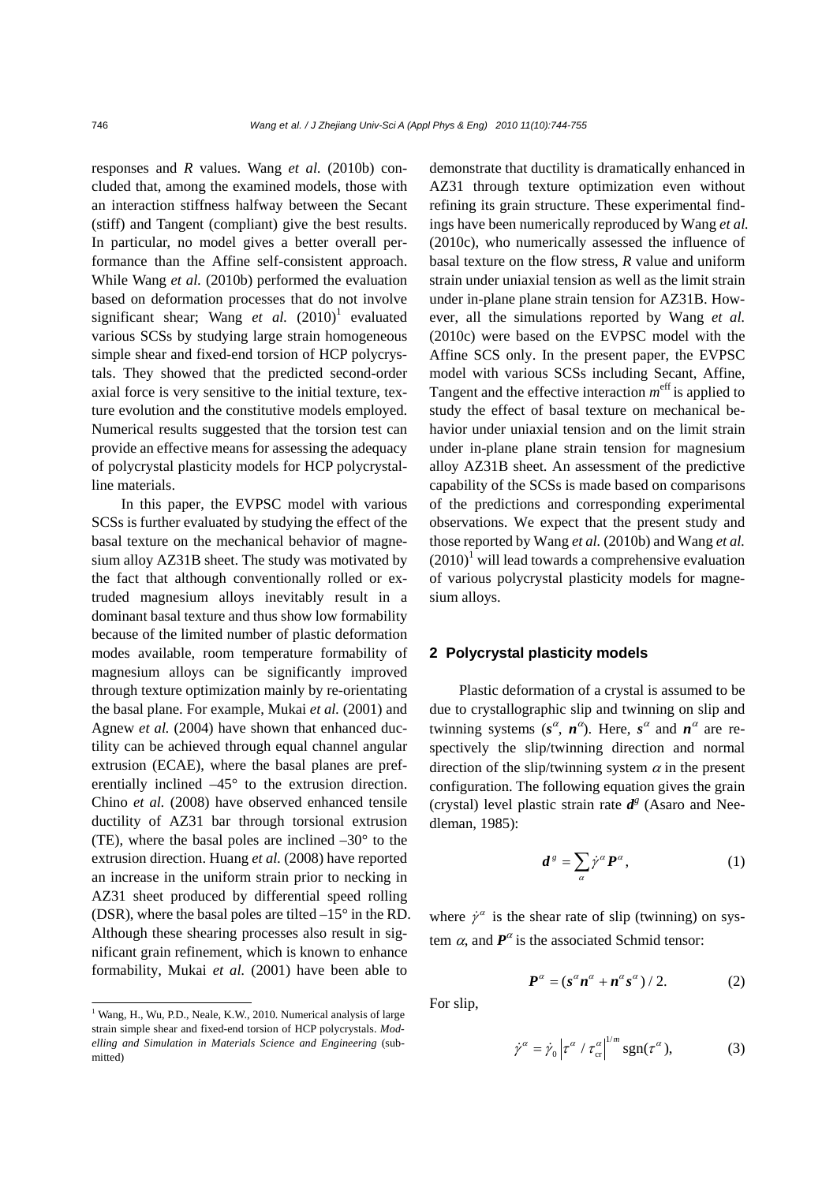responses and $R$ values. Wang *et al.* (2010b) concluded that, among the examined models, those with an interaction stiffness halfway between the Secant (stiff) and Tangent (compliant) give the best results. In particular, no model gives a better overall performance than the Affine self-consistent approach. While Wang *et al.* (2010b) performed the evaluation based on deformation processes that do not involve significant shear; Wang *et al.* (2010)[1] evaluated various SCSs by studying large strain homogeneous simple shear and fixed-end torsion of HCP polycrystals. They showed that the predicted second-order axial force is very sensitive to the initial texture, texture evolution and the constitutive models employed. Numerical results suggested that the torsion test can provide an effective means for assessing the adequacy of polycrystal plasticity models for HCP polycrystalline materials.

In this paper, the EVPSC model with various SCSs is further evaluated by studying the effect of the basal texture on the mechanical behavior of magnesium alloy AZ31B sheet. The study was motivated by the fact that although conventionally rolled or extruded magnesium alloys inevitably result in a dominant basal texture and thus show low formability because of the limited number of plastic deformation modes available, room temperature formability of magnesium alloys can be significantly improved through texture optimization mainly by re-orientating the basal plane. For example, Mukai *et al.* (2001) and Agnew *et al.* (2004) have shown that enhanced ductility can be achieved through equal channel angular extrusion (ECAE), where the basal planes are preferentially inclined –45° to the extrusion direction. Chino *et al.* (2008) have observed enhanced tensile ductility of AZ31 bar through torsional extrusion (TE), where the basal poles are inclined –30° to the extrusion direction. Huang *et al.* (2008) have reported an increase in the uniform strain prior to necking in AZ31 sheet produced by differential speed rolling (DSR), where the basal poles are tilted –15° in the RD. Although these shearing processes also result in significant grain refinement, which is known to enhance formability, Mukai *et al.* (2001) have been able to demonstrate that ductility is dramatically enhanced in AZ31 through texture optimization even without refining its grain structure. These experimental findings have been numerically reproduced by Wang *et al.* (2010c), who numerically assessed the influence of basal texture on the flow stress, $R$ value and uniform strain under uniaxial tension as well as the limit strain under in-plane plane strain tension for AZ31B. However, all the simulations reported by Wang *et al.* (2010c) were based on the EVPSC model with the Affine SCS only. In the present paper, the EVPSC model with various SCSs including Secant, Affine, Tangent and the effective interaction $m^{\text{eff}}$ is applied to study the effect of basal texture on mechanical behavior under uniaxial tension and on the limit strain under in-plane plane strain tension for magnesium alloy AZ31B sheet. An assessment of the predictive capability of the SCSs is made based on comparisons of the predictions and corresponding experimental observations. We expect that the present study and those reported by Wang *et al.* (2010b) and Wang *et al.* (2010)[1] will lead towards a comprehensive evaluation of various polycrystal plasticity models for magnesium alloys.

## 2 Polycrystal plasticity models

Plastic deformation of a crystal is assumed to be due to crystallographic slip and twinning on slip and twinning systems ($\boldsymbol{s}^{\alpha}$, $\boldsymbol{n}^{\alpha}$). Here, $\boldsymbol{s}^{\alpha}$ and $\boldsymbol{n}^{\alpha}$ are respectively the slip/twinning direction and normal direction of the slip/twinning system $\alpha$ in the present configuration. The following equation gives the grain (crystal) level plastic strain rate $\boldsymbol{d}^{g}$ (Asaro and Needleman, 1985):

$$\boldsymbol{d}^{g} = \sum_{\alpha} \dot{\gamma}^{\alpha} \boldsymbol{P}^{\alpha}, \tag{1}$$

where $\dot{\gamma}^{\alpha}$ is the shear rate of slip (twinning) on system $\alpha$, and $\boldsymbol{P}^{\alpha}$ is the associated Schmid tensor:

$$\boldsymbol{P}^{\alpha} = (\boldsymbol{s}^{\alpha}\boldsymbol{n}^{\alpha} + \boldsymbol{n}^{\alpha}\boldsymbol{s}^{\alpha}) / 2. \tag{2}$$

For slip,

$$\dot{\gamma}^{\alpha} = \dot{\gamma}_0 \left| \tau^{\alpha} / \tau_{\text{cr}}^{\alpha} \right|^{1/m} \text{sgn}(\tau^{\alpha}), \tag{3}$$

[1] Wang, H., Wu, P.D., Neale, K.W., 2010. Numerical analysis of large strain simple shear and fixed-end torsion of HCP polycrystals. *Modelling and Simulation in Materials Science and Engineering* (submitted)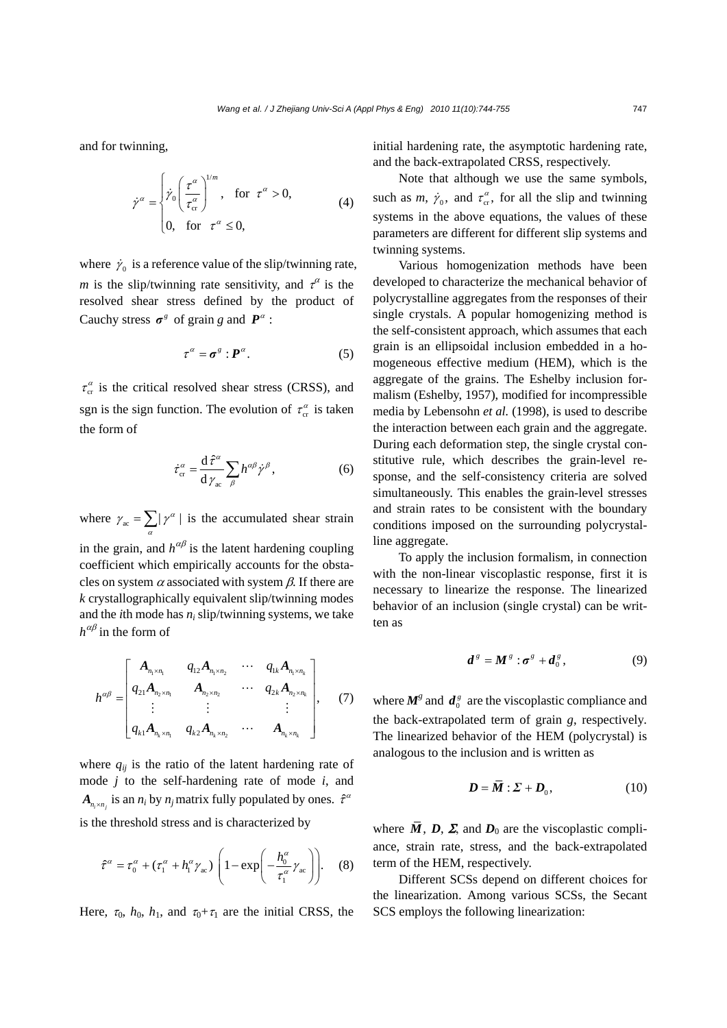and for twinning,

$$\dot{\gamma}^{\alpha} = \begin{cases} \dot{\gamma}_0 \left( \dfrac{\tau^{\alpha}}{\tau_{\rm cr}^{\alpha}} \right)^{1/m}, & \text{for } \tau^{\alpha} > 0, \\ 0, & \text{for } \tau^{\alpha} \le 0, \end{cases} \tag{4}$$

where $\dot{\gamma}_0$ is a reference value of the slip/twinning rate, $m$ is the slip/twinning rate sensitivity, and $\tau^{\alpha}$ is the resolved shear stress defined by the product of Cauchy stress $\boldsymbol{\sigma}^g$ of grain $g$ and $\boldsymbol{P}^{\alpha}$:

$$\tau^{\alpha} = \boldsymbol{\sigma}^g : \boldsymbol{P}^{\alpha}. \tag{5}$$

$\tau_{\rm cr}^{\alpha}$ is the critical resolved shear stress (CRSS), and sgn is the sign function. The evolution of $\tau_{\rm cr}^{\alpha}$ is taken the form of

$$\dot{\tau}_{\rm cr}^{\alpha} = \frac{{\rm d}\hat{\tau}^{\alpha}}{{\rm d}\gamma_{\rm ac}} \sum_{\beta} h^{\alpha\beta} \dot{\gamma}^{\beta}, \tag{6}$$

where $\gamma_{\rm ac} = \sum_{\alpha} |\gamma^{\alpha}|$ is the accumulated shear strain in the grain, and $h^{\alpha\beta}$ is the latent hardening coupling coefficient which empirically accounts for the obstacles on system $\alpha$ associated with system $\beta$. If there are $k$ crystallographically equivalent slip/twinning modes and the $i$th mode has $n_i$ slip/twinning systems, we take $h^{\alpha\beta}$ in the form of

$$h^{\alpha\beta} = \begin{bmatrix} \boldsymbol{A}_{n_1 \times n_1} & q_{12}\boldsymbol{A}_{n_1 \times n_2} & \cdots & q_{1k}\boldsymbol{A}_{n_1 \times n_k} \\ q_{21}\boldsymbol{A}_{n_2 \times n_1} & \boldsymbol{A}_{n_2 \times n_2} & \cdots & q_{2k}\boldsymbol{A}_{n_2 \times n_k} \\ \vdots & \vdots & & \vdots \\ q_{k1}\boldsymbol{A}_{n_k \times n_1} & q_{k2}\boldsymbol{A}_{n_k \times n_2} & \cdots & \boldsymbol{A}_{n_k \times n_k} \end{bmatrix}, \tag{7}$$

where $q_{ij}$ is the ratio of the latent hardening rate of mode $j$ to the self-hardening rate of mode $i$, and $\boldsymbol{A}_{n_i \times n_j}$ is an $n_i$ by $n_j$ matrix fully populated by ones. $\hat{\tau}^{\alpha}$ is the threshold stress and is characterized by

$$\hat{\tau}^{\alpha} = \tau_0^{\alpha} + (\tau_1^{\alpha} + h_1^{\alpha}\gamma_{\rm ac}) \left( 1 - \exp\left( -\frac{h_0^{\alpha}}{\tau_1^{\alpha}} \gamma_{\rm ac} \right) \right). \tag{8}$$

Here, $\tau_0$, $h_0$, $h_1$, and $\tau_0+\tau_1$ are the initial CRSS, the initial hardening rate, the asymptotic hardening rate, and the back-extrapolated CRSS, respectively.

Note that although we use the same symbols, such as $m$, $\dot{\gamma}_0$, and $\tau_{\rm cr}^{\alpha}$, for all the slip and twinning systems in the above equations, the values of these parameters are different for different slip systems and twinning systems.

Various homogenization methods have been developed to characterize the mechanical behavior of polycrystalline aggregates from the responses of their single crystals. A popular homogenizing method is the self-consistent approach, which assumes that each grain is an ellipsoidal inclusion embedded in a homogeneous effective medium (HEM), which is the aggregate of the grains. The Eshelby inclusion formalism (Eshelby, 1957), modified for incompressible media by Lebensohn *et al.* (1998), is used to describe the interaction between each grain and the aggregate. During each deformation step, the single crystal constitutive rule, which describes the grain-level response, and the self-consistency criteria are solved simultaneously. This enables the grain-level stresses and strain rates to be consistent with the boundary conditions imposed on the surrounding polycrystalline aggregate.

To apply the inclusion formalism, in connection with the non-linear viscoplastic response, first it is necessary to linearize the response. The linearized behavior of an inclusion (single crystal) can be written as

$$\boldsymbol{d}^g = \boldsymbol{M}^g : \boldsymbol{\sigma}^g + \boldsymbol{d}_0^g, \tag{9}$$

where $\boldsymbol{M}^g$ and $\boldsymbol{d}_0^g$ are the viscoplastic compliance and the back-extrapolated term of grain $g$, respectively. The linearized behavior of the HEM (polycrystal) is analogous to the inclusion and is written as

$$\boldsymbol{D} = \bar{\boldsymbol{M}} : \boldsymbol{\Sigma} + \boldsymbol{D}_0, \tag{10}$$

where $\bar{\boldsymbol{M}}$, $\boldsymbol{D}$, $\boldsymbol{\Sigma}$, and $\boldsymbol{D}_0$ are the viscoplastic compliance, strain rate, stress, and the back-extrapolated term of the HEM, respectively.

Different SCSs depend on different choices for the linearization. Among various SCSs, the Secant SCS employs the following linearization: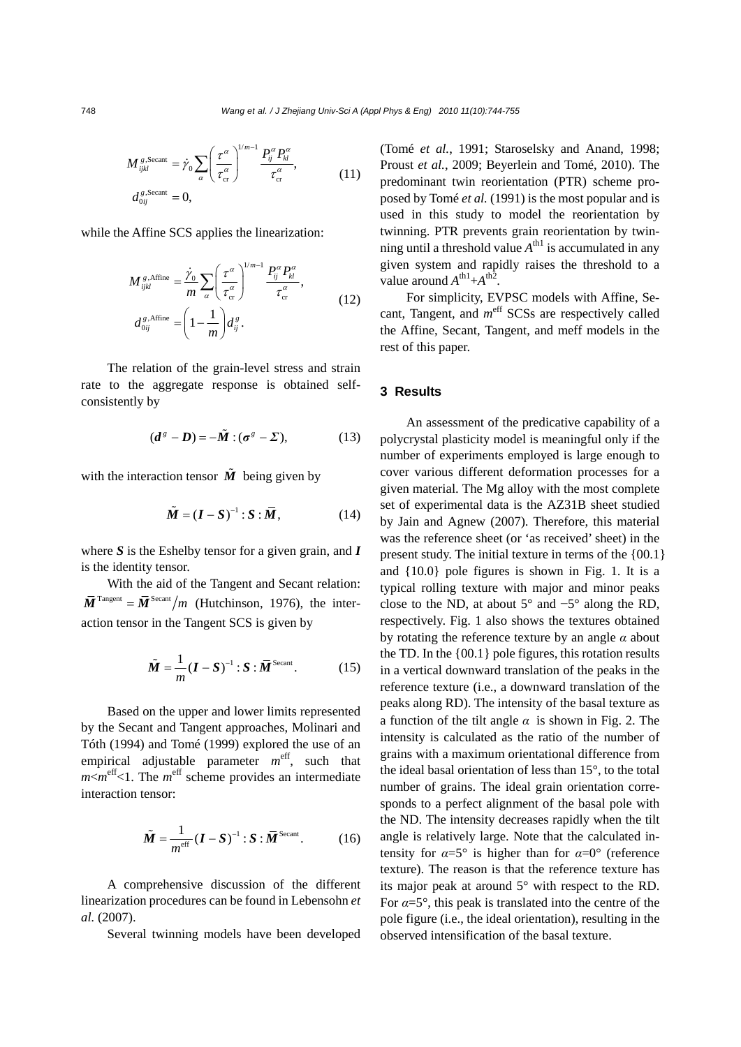$$M_{ijkl}^{g,\text{Secant}} = \dot{\gamma}_0 \sum_{\alpha} \left( \frac{\tau^{\alpha}}{\tau_{\text{cr}}^{\alpha}} \right)^{1/m-1} \frac{P_{ij}^{\alpha} P_{kl}^{\alpha}}{\tau_{\text{cr}}^{\alpha}},$$
$$d_{0ij}^{g,\text{Secant}} = 0, \tag{11}$$

while the Affine SCS applies the linearization:

$$M_{ijkl}^{g,\text{Affine}} = \frac{\dot{\gamma}_0}{m} \sum_{\alpha} \left( \frac{\tau^{\alpha}}{\tau_{\text{cr}}^{\alpha}} \right)^{1/m-1} \frac{P_{ij}^{\alpha} P_{kl}^{\alpha}}{\tau_{\text{cr}}^{\alpha}},$$
$$d_{0ij}^{g,\text{Affine}} = \left(1 - \frac{1}{m}\right) d_{ij}^{g}. \tag{12}$$

The relation of the grain-level stress and strain rate to the aggregate response is obtained self-consistently by

$$(\boldsymbol{d}^{g} - \boldsymbol{D}) = -\tilde{\boldsymbol{M}} : (\boldsymbol{\sigma}^{g} - \boldsymbol{\Sigma}), \tag{13}$$

with the interaction tensor $\tilde{\boldsymbol{M}}$ being given by

$$\tilde{\boldsymbol{M}} = (\boldsymbol{I} - \boldsymbol{S})^{-1} : \boldsymbol{S} : \bar{\boldsymbol{M}}, \tag{14}$$

where $\boldsymbol{S}$ is the Eshelby tensor for a given grain, and $\boldsymbol{I}$ is the identity tensor.

With the aid of the Tangent and Secant relation: $\bar{\boldsymbol{M}}^{\text{Tangent}} = \bar{\boldsymbol{M}}^{\text{Secant}}/m$ (Hutchinson, 1976), the interaction tensor in the Tangent SCS is given by

$$\tilde{\boldsymbol{M}} = \frac{1}{m} (\boldsymbol{I} - \boldsymbol{S})^{-1} : \boldsymbol{S} : \bar{\boldsymbol{M}}^{\text{Secant}}. \tag{15}$$

Based on the upper and lower limits represented by the Secant and Tangent approaches, Molinari and Tóth (1994) and Tomé (1999) explored the use of an empirical adjustable parameter $m^{\text{eff}}$, such that $m<m^{\text{eff}}<1$. The $m^{\text{eff}}$ scheme provides an intermediate interaction tensor:

$$\tilde{\boldsymbol{M}} = \frac{1}{m^{\text{eff}}} (\boldsymbol{I} - \boldsymbol{S})^{-1} : \boldsymbol{S} : \bar{\boldsymbol{M}}^{\text{Secant}}. \tag{16}$$

A comprehensive discussion of the different linearization procedures can be found in Lebensohn *et al.* (2007).

Several twinning models have been developed (Tomé *et al.*, 1991; Staroselsky and Anand, 1998; Proust *et al.*, 2009; Beyerlein and Tomé, 2010). The predominant twin reorientation (PTR) scheme proposed by Tomé *et al.* (1991) is the most popular and is used in this study to model the reorientation by twinning. PTR prevents grain reorientation by twinning until a threshold value $A^{\text{th1}}$ is accumulated in any given system and rapidly raises the threshold to a value around $A^{\text{th1}}+A^{\text{th2}}$.

For simplicity, EVPSC models with Affine, Secant, Tangent, and $m^{\text{eff}}$ SCSs are respectively called the Affine, Secant, Tangent, and meff models in the rest of this paper.

## 3 Results

An assessment of the predicative capability of a polycrystal plasticity model is meaningful only if the number of experiments employed is large enough to cover various different deformation processes for a given material. The Mg alloy with the most complete set of experimental data is the AZ31B sheet studied by Jain and Agnew (2007). Therefore, this material was the reference sheet (or 'as received' sheet) in the present study. The initial texture in terms of the {00.1} and {10.0} pole figures is shown in Fig. 1. It is a typical rolling texture with major and minor peaks close to the ND, at about 5° and −5° along the RD, respectively. Fig. 1 also shows the textures obtained by rotating the reference texture by an angle $\alpha$ about the TD. In the {00.1} pole figures, this rotation results in a vertical downward translation of the peaks in the reference texture (i.e., a downward translation of the peaks along RD). The intensity of the basal texture as a function of the tilt angle $\alpha$ is shown in Fig. 2. The intensity is calculated as the ratio of the number of grains with a maximum orientational difference from the ideal basal orientation of less than 15°, to the total number of grains. The ideal grain orientation corresponds to a perfect alignment of the basal pole with the ND. The intensity decreases rapidly when the tilt angle is relatively large. Note that the calculated intensity for $\alpha$=5° is higher than for $\alpha$=0° (reference texture). The reason is that the reference texture has its major peak at around 5° with respect to the RD. For $\alpha$=5°, this peak is translated into the centre of the pole figure (i.e., the ideal orientation), resulting in the observed intensification of the basal texture.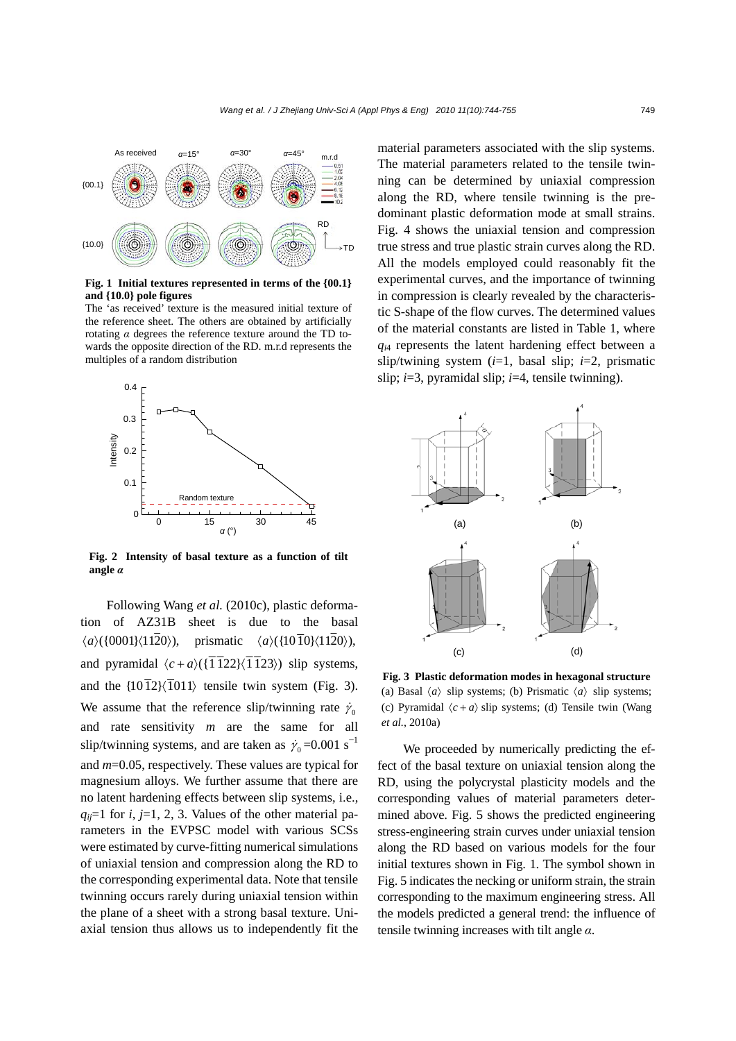Fig. 1 Initial textures represented in terms of the {00.1} and {10.0} pole figures

The 'as received' texture is the measured initial texture of the reference sheet. The others are obtained by artificially rotating $\alpha$ degrees the reference texture around the TD towards the opposite direction of the RD. m.r.d represents the multiples of a random distribution

**Fig. 2 Intensity of basal texture as a function of tilt angle $\alpha$**

Following Wang *et al.* (2010c), plastic deformation of AZ31B sheet is due to the basal $\langle a\rangle(\{0001\}\langle 11\bar{2}0\rangle)$, prismatic $\langle a\rangle(\{10\bar{1}0\}\langle 11\bar{2}0\rangle)$, and pyramidal $\langle c+a\rangle(\{\bar{1}\bar{1}22\}\langle \bar{1}\bar{1}23\rangle)$ slip systems, and the $\{10\bar{1}2\}\langle \bar{1}011\rangle$ tensile twin system (Fig. 3). We assume that the reference slip/twinning rate $\dot{\gamma}_0$ and rate sensitivity $m$ are the same for all slip/twinning systems, and are taken as $\dot{\gamma}_0$=0.001 $s^{-1}$ and $m$=0.05, respectively. These values are typical for magnesium alloys. We further assume that there are no latent hardening effects between slip systems, i.e., $q_{ij}$=1 for $i$, $j$=1, 2, 3. Values of the other material parameters in the EVPSC model with various SCSs were estimated by curve-fitting numerical simulations of uniaxial tension and compression along the RD to the corresponding experimental data. Note that tensile twinning occurs rarely during uniaxial tension within the plane of a sheet with a strong basal texture. Uniaxial tension thus allows us to independently fit the material parameters associated with the slip systems. The material parameters related to the tensile twinning can be determined by uniaxial compression along the RD, where tensile twinning is the predominant plastic deformation mode at small strains. Fig. 4 shows the uniaxial tension and compression true stress and true plastic strain curves along the RD. All the models employed could reasonably fit the experimental curves, and the importance of twinning in compression is clearly revealed by the characteristic S-shape of the flow curves. The determined values of the material constants are listed in Table 1, where $q_{i4}$ represents the latent hardening effect between a slip/twining system ($i$=1, basal slip; $i$=2, prismatic slip; $i$=3, pyramidal slip; $i$=4, tensile twinning).

**Fig. 3 Plastic deformation modes in hexagonal structure**
(a) Basal $\langle a\rangle$ slip systems; (b) Prismatic $\langle a\rangle$ slip systems; (c) Pyramidal $\langle c+a\rangle$ slip systems; (d) Tensile twin (Wang *et al.*, 2010a)

We proceeded by numerically predicting the effect of the basal texture on uniaxial tension along the RD, using the polycrystal plasticity models and the corresponding values of material parameters determined above. Fig. 5 shows the predicted engineering stress-engineering strain curves under uniaxial tension along the RD based on various models for the four initial textures shown in Fig. 1. The symbol shown in Fig. 5 indicates the necking or uniform strain, the strain corresponding to the maximum engineering stress. All the models predicted a general trend: the influence of tensile twinning increases with tilt angle $\alpha$.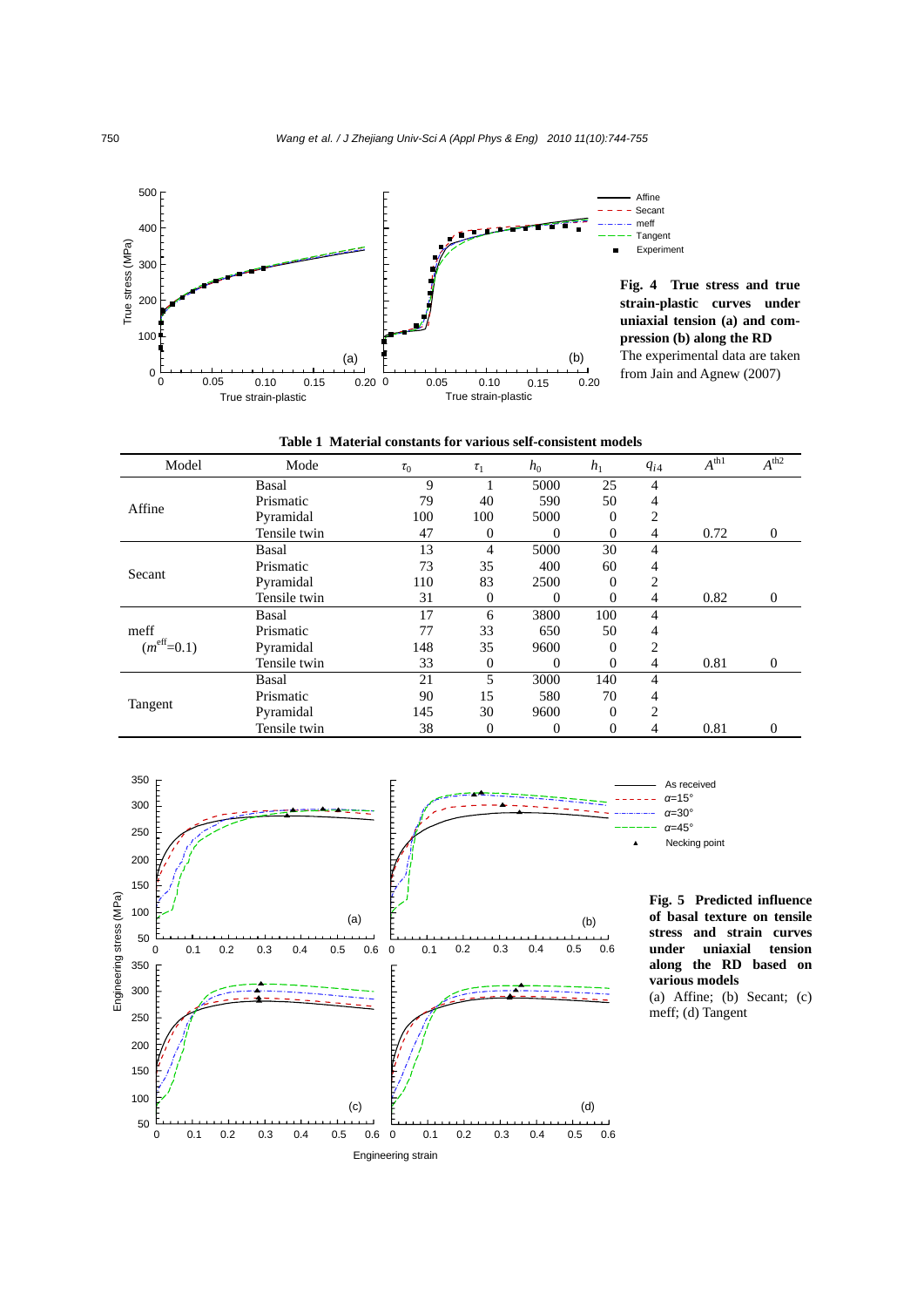**Fig. 4 True stress and true strain-plastic curves under uniaxial tension (a) and compression (b) along the RD**
The experimental data are taken from Jain and Agnew (2007)

**Table 1 Material constants for various self-consistent models**

| Model | Mode | $\tau_0$ | $\tau_1$ | $h_0$ | $h_1$ | $q_{i4}$ | $A^{\text{th1}}$ | $A^{\text{th2}}$ |
|---|---|---|---|---|---|---|---|---|
| Affine | Basal | 9 | 1 | 5000 | 25 | 4 | | |
| | Prismatic | 79 | 40 | 590 | 50 | 4 | | |
| | Pyramidal | 100 | 100 | 5000 | 0 | 2 | | |
| | Tensile twin | 47 | 0 | 0 | 0 | 4 | 0.72 | 0 |
| Secant | Basal | 13 | 4 | 5000 | 30 | 4 | | |
| | Prismatic | 73 | 35 | 400 | 60 | 4 | | |
| | Pyramidal | 110 | 83 | 2500 | 0 | 2 | | |
| | Tensile twin | 31 | 0 | 0 | 0 | 4 | 0.82 | 0 |
| meff ($m^{\text{eff}}$=0.1) | Basal | 17 | 6 | 3800 | 100 | 4 | | |
| | Prismatic | 77 | 33 | 650 | 50 | 4 | | |
| | Pyramidal | 148 | 35 | 9600 | 0 | 2 | | |
| | Tensile twin | 33 | 0 | 0 | 0 | 4 | 0.81 | 0 |
| Tangent | Basal | 21 | 5 | 3000 | 140 | 4 | | |
| | Prismatic | 90 | 15 | 580 | 70 | 4 | | |
| | Pyramidal | 145 | 30 | 9600 | 0 | 2 | | |
| | Tensile twin | 38 | 0 | 0 | 0 | 4 | 0.81 | 0 |

**Fig. 5 Predicted influence of basal texture on tensile stress and strain curves under uniaxial tension along the RD based on various models**
(a) Affine; (b) Secant; (c) meff; (d) Tangent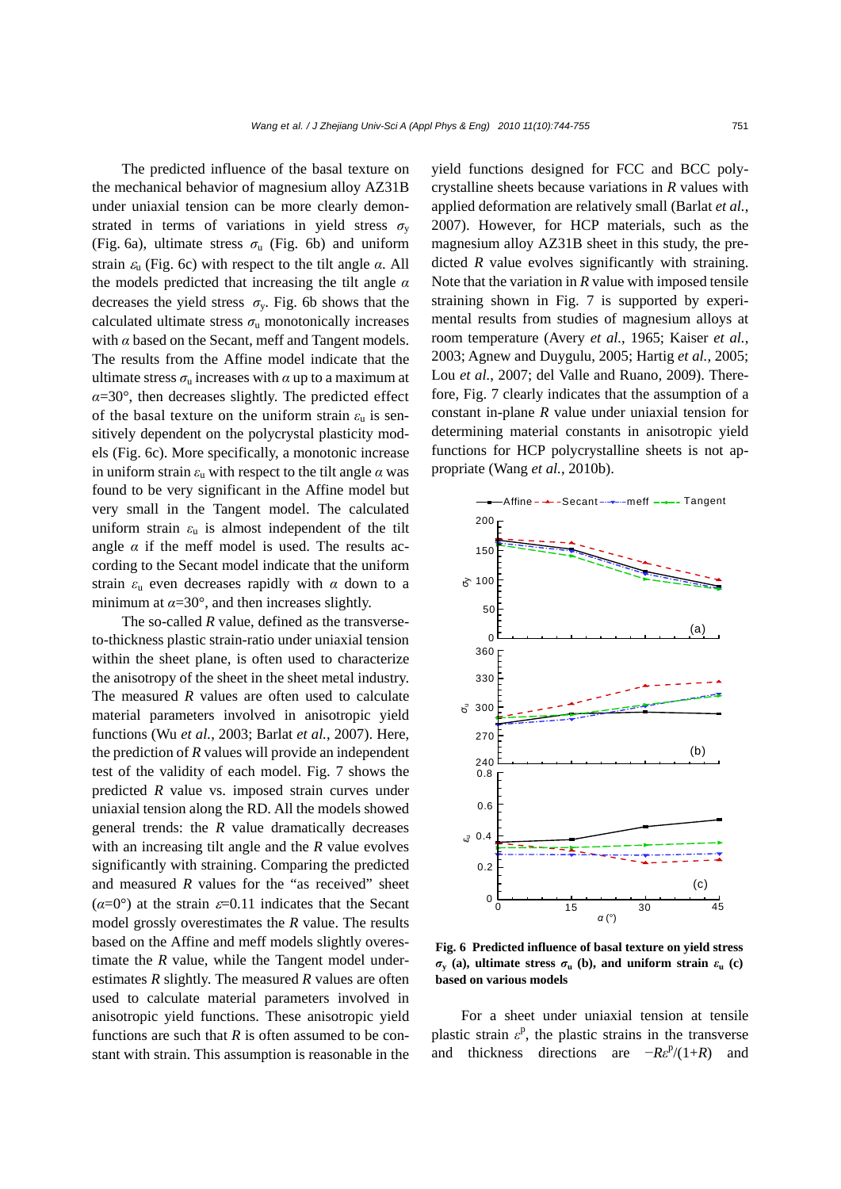The predicted influence of the basal texture on the mechanical behavior of magnesium alloy AZ31B under uniaxial tension can be more clearly demonstrated in terms of variations in yield stress $\sigma_y$ (Fig. 6a), ultimate stress $\sigma_u$ (Fig. 6b) and uniform strain $\varepsilon_u$ (Fig. 6c) with respect to the tilt angle $\alpha$. All the models predicted that increasing the tilt angle $\alpha$ decreases the yield stress $\sigma_y$. Fig. 6b shows that the calculated ultimate stress $\sigma_u$ monotonically increases with $\alpha$ based on the Secant, meff and Tangent models. The results from the Affine model indicate that the ultimate stress $\sigma_u$ increases with $\alpha$ up to a maximum at $\alpha$=30°, then decreases slightly. The predicted effect of the basal texture on the uniform strain $\varepsilon_u$ is sensitively dependent on the polycrystal plasticity models (Fig. 6c). More specifically, a monotonic increase in uniform strain $\varepsilon_u$ with respect to the tilt angle $\alpha$ was found to be very significant in the Affine model but very small in the Tangent model. The calculated uniform strain $\varepsilon_u$ is almost independent of the tilt angle $\alpha$ if the meff model is used. The results according to the Secant model indicate that the uniform strain $\varepsilon_u$ even decreases rapidly with $\alpha$ down to a minimum at $\alpha$=30°, and then increases slightly.

The so-called $R$ value, defined as the transverse-to-thickness plastic strain-ratio under uniaxial tension within the sheet plane, is often used to characterize the anisotropy of the sheet in the sheet metal industry. The measured $R$ values are often used to calculate material parameters involved in anisotropic yield functions (Wu *et al.*, 2003; Barlat *et al.*, 2007). Here, the prediction of $R$ values will provide an independent test of the validity of each model. Fig. 7 shows the predicted $R$ value vs. imposed strain curves under uniaxial tension along the RD. All the models showed general trends: the $R$ value dramatically decreases with an increasing tilt angle and the $R$ value evolves significantly with straining. Comparing the predicted and measured $R$ values for the "as received" sheet ($\alpha$=0°) at the strain $\varepsilon$=0.11 indicates that the Secant model grossly overestimates the $R$ value. The results based on the Affine and meff models slightly overestimate the $R$ value, while the Tangent model underestimates $R$ slightly. The measured $R$ values are often used to calculate material parameters involved in anisotropic yield functions. These anisotropic yield functions are such that $R$ is often assumed to be constant with strain. This assumption is reasonable in the yield functions designed for FCC and BCC polycrystalline sheets because variations in $R$ values with applied deformation are relatively small (Barlat *et al.*, 2007). However, for HCP materials, such as the magnesium alloy AZ31B sheet in this study, the predicted $R$ value evolves significantly with straining. Note that the variation in $R$ value with imposed tensile straining shown in Fig. 7 is supported by experimental results from studies of magnesium alloys at room temperature (Avery *et al.*, 1965; Kaiser *et al.*, 2003; Agnew and Duygulu, 2005; Hartig *et al.*, 2005; Lou *et al.*, 2007; del Valle and Ruano, 2009). Therefore, Fig. 7 clearly indicates that the assumption of a constant in-plane $R$ value under uniaxial tension for determining material constants in anisotropic yield functions for HCP polycrystalline sheets is not appropriate (Wang *et al.*, 2010b).

**Fig. 6 Predicted influence of basal texture on yield stress $\sigma_y$ (a), ultimate stress $\sigma_u$ (b), and uniform strain $\varepsilon_u$ (c) based on various models**

For a sheet under uniaxial tension at tensile plastic strain $\varepsilon^p$, the plastic strains in the transverse and thickness directions are $-R\varepsilon^p/(1+R)$ and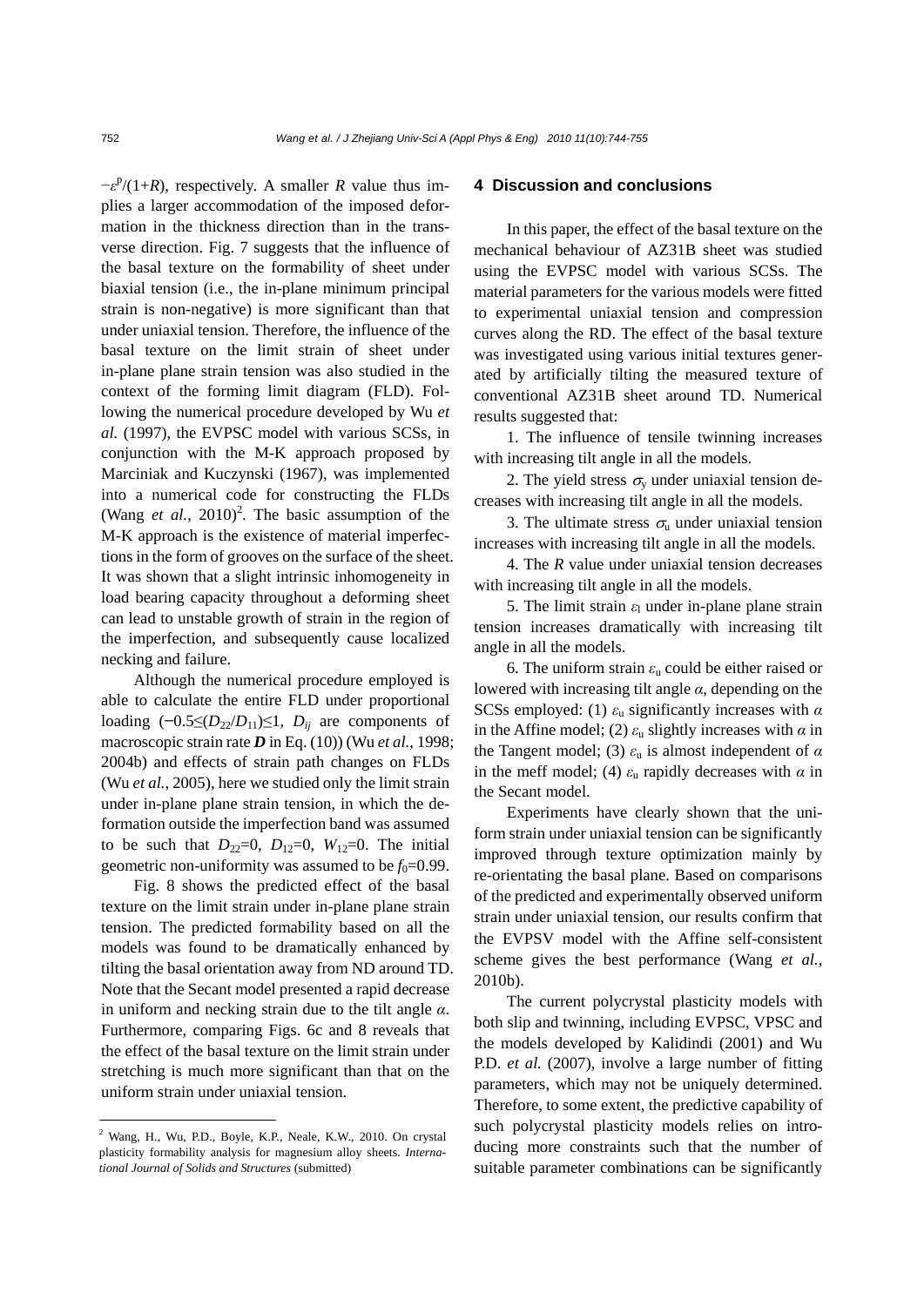$-\varepsilon^p/(1+R)$, respectively. A smaller $R$ value thus implies a larger accommodation of the imposed deformation in the thickness direction than in the transverse direction. Fig. 7 suggests that the influence of the basal texture on the formability of sheet under biaxial tension (i.e., the in-plane minimum principal strain is non-negative) is more significant than that under uniaxial tension. Therefore, the influence of the basal texture on the limit strain of sheet under in-plane plane strain tension was also studied in the context of the forming limit diagram (FLD). Following the numerical procedure developed by Wu *et al.* (1997), the EVPSC model with various SCSs, in conjunction with the M-K approach proposed by Marciniak and Kuczynski (1967), was implemented into a numerical code for constructing the FLDs (Wang *et al.*, 2010)[2]. The basic assumption of the M-K approach is the existence of material imperfections in the form of grooves on the surface of the sheet. It was shown that a slight intrinsic inhomogeneity in load bearing capacity throughout a deforming sheet can lead to unstable growth of strain in the region of the imperfection, and subsequently cause localized necking and failure.

Although the numerical procedure employed is able to calculate the entire FLD under proportional loading ($-0.5\leq(D_{22}/D_{11})\leq1$, $D_{ij}$ are components of macroscopic strain rate $\boldsymbol{D}$ in Eq. (10)) (Wu *et al.*, 1998; 2004b) and effects of strain path changes on FLDs (Wu *et al.*, 2005), here we studied only the limit strain under in-plane plane strain tension, in which the deformation outside the imperfection band was assumed to be such that $D_{22}=0$, $D_{12}=0$, $W_{12}=0$. The initial geometric non-uniformity was assumed to be $f_0=0.99$.

Fig. 8 shows the predicted effect of the basal texture on the limit strain under in-plane plane strain tension. The predicted formability based on all the models was found to be dramatically enhanced by tilting the basal orientation away from ND around TD. Note that the Secant model presented a rapid decrease in uniform and necking strain due to the tilt angle $\alpha$. Furthermore, comparing Figs. 6c and 8 reveals that the effect of the basal texture on the limit strain under stretching is much more significant than that on the uniform strain under uniaxial tension.

## 4 Discussion and conclusions

In this paper, the effect of the basal texture on the mechanical behaviour of AZ31B sheet was studied using the EVPSC model with various SCSs. The material parameters for the various models were fitted to experimental uniaxial tension and compression curves along the RD. The effect of the basal texture was investigated using various initial textures generated by artificially tilting the measured texture of conventional AZ31B sheet around TD. Numerical results suggested that:

1. The influence of tensile twinning increases with increasing tilt angle in all the models.

2. The yield stress $\sigma_y$ under uniaxial tension decreases with increasing tilt angle in all the models.

3. The ultimate stress $\sigma_u$ under uniaxial tension increases with increasing tilt angle in all the models.

4. The $R$ value under uniaxial tension decreases with increasing tilt angle in all the models.

5. The limit strain $\varepsilon_l$ under in-plane plane strain tension increases dramatically with increasing tilt angle in all the models.

6. The uniform strain $\varepsilon_u$ could be either raised or lowered with increasing tilt angle $\alpha$, depending on the SCSs employed: (1) $\varepsilon_u$ significantly increases with $\alpha$ in the Affine model; (2) $\varepsilon_u$ slightly increases with $\alpha$ in the Tangent model; (3) $\varepsilon_u$ is almost independent of $\alpha$ in the meff model; (4) $\varepsilon_u$ rapidly decreases with $\alpha$ in the Secant model.

Experiments have clearly shown that the uniform strain under uniaxial tension can be significantly improved through texture optimization mainly by re-orientating the basal plane. Based on comparisons of the predicted and experimentally observed uniform strain under uniaxial tension, our results confirm that the EVPSV model with the Affine self-consistent scheme gives the best performance (Wang *et al.*, 2010b).

The current polycrystal plasticity models with both slip and twinning, including EVPSC, VPSC and the models developed by Kalidindi (2001) and Wu P.D. *et al.* (2007), involve a large number of fitting parameters, which may not be uniquely determined. Therefore, to some extent, the predictive capability of such polycrystal plasticity models relies on introducing more constraints such that the number of suitable parameter combinations can be significantly

---

[2] Wang, H., Wu, P.D., Boyle, K.P., Neale, K.W., 2010. On crystal plasticity formability analysis for magnesium alloy sheets. *International Journal of Solids and Structures* (submitted)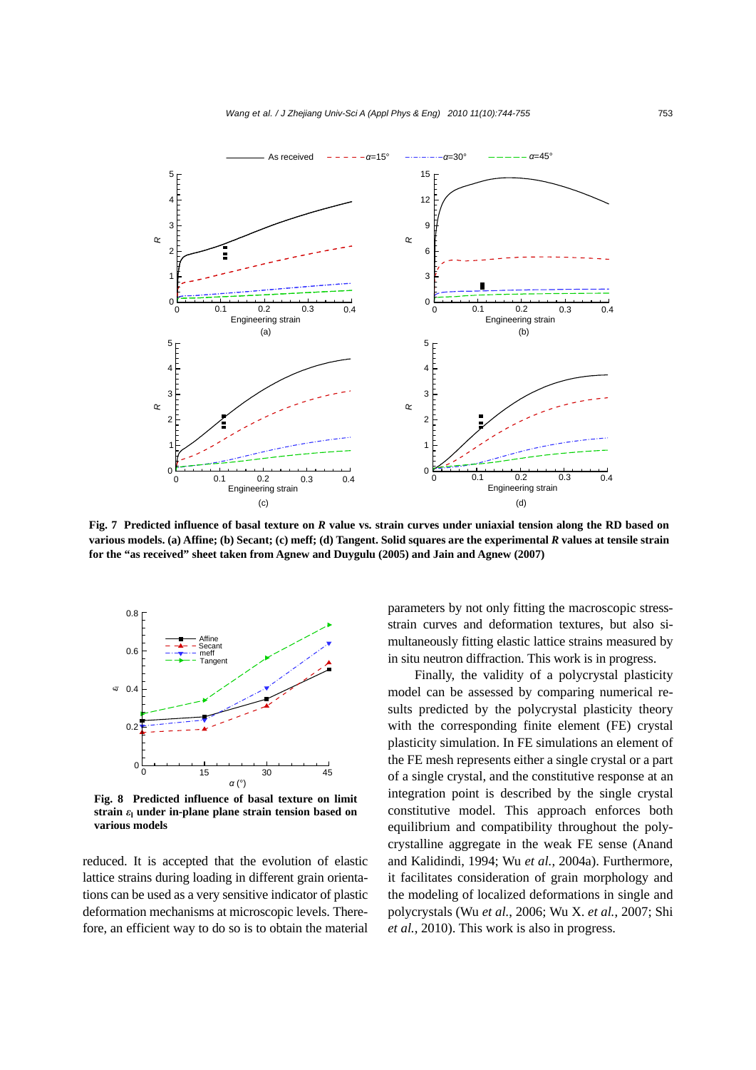**Fig. 7 Predicted influence of basal texture on *R* value vs. strain curves under uniaxial tension along the RD based on various models. (a) Affine; (b) Secant; (c) meff; (d) Tangent. Solid squares are the experimental *R* values at tensile strain for the "as received" sheet taken from Agnew and Duygulu (2005) and Jain and Agnew (2007)**

**Fig. 8 Predicted influence of basal texture on limit strain $\varepsilon_1$ under in-plane plane strain tension based on various models**

reduced. It is accepted that the evolution of elastic lattice strains during loading in different grain orientations can be used as a very sensitive indicator of plastic deformation mechanisms at microscopic levels. Therefore, an efficient way to do so is to obtain the material parameters by not only fitting the macroscopic stress-strain curves and deformation textures, but also simultaneously fitting elastic lattice strains measured by in situ neutron diffraction. This work is in progress.

Finally, the validity of a polycrystal plasticity model can be assessed by comparing numerical results predicted by the polycrystal plasticity theory with the corresponding finite element (FE) crystal plasticity simulation. In FE simulations an element of the FE mesh represents either a single crystal or a part of a single crystal, and the constitutive response at an integration point is described by the single crystal constitutive model. This approach enforces both equilibrium and compatibility throughout the polycrystalline aggregate in the weak FE sense (Anand and Kalidindi, 1994; Wu *et al.*, 2004a). Furthermore, it facilitates consideration of grain morphology and the modeling of localized deformations in single and polycrystals (Wu *et al.*, 2006; Wu X. *et al.*, 2007; Shi *et al.*, 2010). This work is also in progress.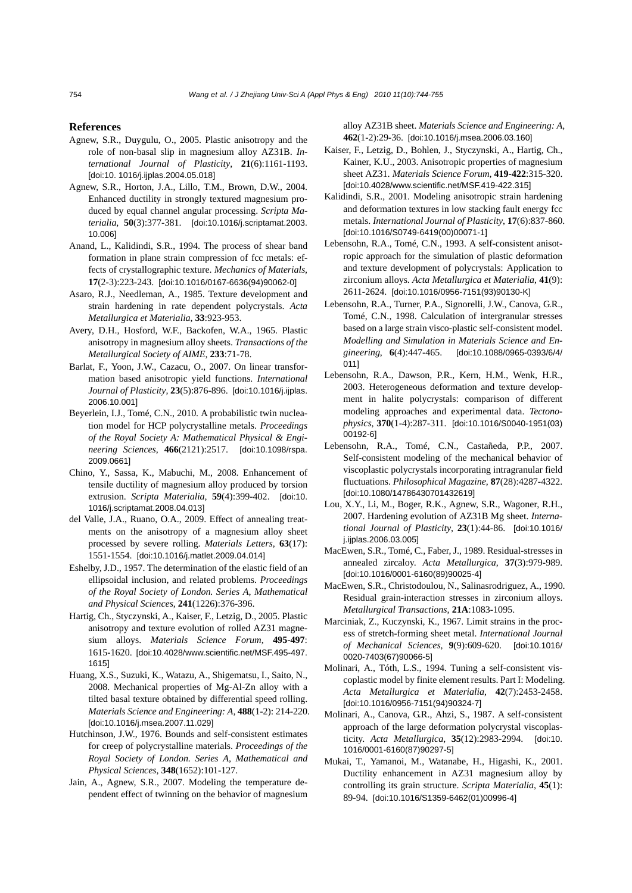## References

Agnew, S.R., Duygulu, O., 2005. Plastic anisotropy and the role of non-basal slip in magnesium alloy AZ31B. *International Journal of Plasticity*, **21**(6):1161-1193. [doi:10. 1016/j.ijplas.2004.05.018]

Agnew, S.R., Horton, J.A., Lillo, T.M., Brown, D.W., 2004. Enhanced ductility in strongly textured magnesium produced by equal channel angular processing. *Scripta Materialia*, **50**(3):377-381. [doi:10.1016/j.scriptamat.2003. 10.006]

Anand, L., Kalidindi, S.R., 1994. The process of shear band formation in plane strain compression of fcc metals: effects of crystallographic texture. *Mechanics of Materials*, **17**(2-3):223-243. [doi:10.1016/0167-6636(94)90062-0]

Asaro, R.J., Needleman, A., 1985. Texture development and strain hardening in rate dependent polycrystals. *Acta Metallurgica et Materialia*, **33**:923-953.

Avery, D.H., Hosford, W.F., Backofen, W.A., 1965. Plastic anisotropy in magnesium alloy sheets. *Transactions of the Metallurgical Society of AIME*, **233**:71-78.

Barlat, F., Yoon, J.W., Cazacu, O., 2007. On linear transformation based anisotropic yield functions. *International Journal of Plasticity*, **23**(5):876-896. [doi:10.1016/j.ijplas. 2006.10.001]

Beyerlein, I.J., Tomé, C.N., 2010. A probabilistic twin nucleation model for HCP polycrystalline metals. *Proceedings of the Royal Society A: Mathematical Physical & Engineering Sciences*, **466**(2121):2517. [doi:10.1098/rspa. 2009.0661]

Chino, Y., Sassa, K., Mabuchi, M., 2008. Enhancement of tensile ductility of magnesium alloy produced by torsion extrusion. *Scripta Materialia*, **59**(4):399-402. [doi:10. 1016/j.scriptamat.2008.04.013]

del Valle, J.A., Ruano, O.A., 2009. Effect of annealing treatments on the anisotropy of a magnesium alloy sheet processed by severe rolling. *Materials Letters*, **63**(17): 1551-1554. [doi:10.1016/j.matlet.2009.04.014]

Eshelby, J.D., 1957. The determination of the elastic field of an ellipsoidal inclusion, and related problems. *Proceedings of the Royal Society of London. Series A, Mathematical and Physical Sciences*, **241**(1226):376-396.

Hartig, Ch., Styczynski, A., Kaiser, F., Letzig, D., 2005. Plastic anisotropy and texture evolution of rolled AZ31 magnesium alloys. *Materials Science Forum*, **495-497**: 1615-1620. [doi:10.4028/www.scientific.net/MSF.495-497. 1615]

Huang, X.S., Suzuki, K., Watazu, A., Shigematsu, I., Saito, N., 2008. Mechanical properties of Mg-Al-Zn alloy with a tilted basal texture obtained by differential speed rolling. *Materials Science and Engineering: A*, **488**(1-2): 214-220. [doi:10.1016/j.msea.2007.11.029]

Hutchinson, J.W., 1976. Bounds and self-consistent estimates for creep of polycrystalline materials. *Proceedings of the Royal Society of London. Series A, Mathematical and Physical Sciences*, **348**(1652):101-127.

Jain, A., Agnew, S.R., 2007. Modeling the temperature dependent effect of twinning on the behavior of magnesium alloy AZ31B sheet. *Materials Science and Engineering: A*, **462**(1-2):29-36. [doi:10.1016/j.msea.2006.03.160]

Kaiser, F., Letzig, D., Bohlen, J., Styczynski, A., Hartig, Ch., Kainer, K.U., 2003. Anisotropic properties of magnesium sheet AZ31. *Materials Science Forum*, **419-422**:315-320. [doi:10.4028/www.scientific.net/MSF.419-422.315]

Kalidindi, S.R., 2001. Modeling anisotropic strain hardening and deformation textures in low stacking fault energy fcc metals. *International Journal of Plasticity*, **17**(6):837-860. [doi:10.1016/S0749-6419(00)00071-1]

Lebensohn, R.A., Tomé, C.N., 1993. A self-consistent anisotropic approach for the simulation of plastic deformation and texture development of polycrystals: Application to zirconium alloys. *Acta Metallurgica et Materialia*, **41**(9): 2611-2624. [doi:10.1016/0956-7151(93)90130-K]

Lebensohn, R.A., Turner, P.A., Signorelli, J.W., Canova, G.R., Tomé, C.N., 1998. Calculation of intergranular stresses based on a large strain visco-plastic self-consistent model. *Modelling and Simulation in Materials Science and Engineering*, **6**(4):447-465. [doi:10.1088/0965-0393/6/4/ 011]

Lebensohn, R.A., Dawson, P.R., Kern, H.M., Wenk, H.R., 2003. Heterogeneous deformation and texture development in halite polycrystals: comparison of different modeling approaches and experimental data. *Tectonophysics*, **370**(1-4):287-311. [doi:10.1016/S0040-1951(03) 00192-6]

Lebensohn, R.A., Tomé, C.N., Castañeda, P.P., 2007. Self-consistent modeling of the mechanical behavior of viscoplastic polycrystals incorporating intragranular field fluctuations. *Philosophical Magazine*, **87**(28):4287-4322. [doi:10.1080/14786430701432619]

Lou, X.Y., Li, M., Boger, R.K., Agnew, S.R., Wagoner, R.H., 2007. Hardening evolution of AZ31B Mg sheet. *International Journal of Plasticity*, **23**(1):44-86. [doi:10.1016/ j.ijplas.2006.03.005]

MacEwen, S.R., Tomé, C., Faber, J., 1989. Residual-stresses in annealed zircaloy. *Acta Metallurgica*, **37**(3):979-989. [doi:10.1016/0001-6160(89)90025-4]

MacEwen, S.R., Christodoulou, N., Salinasrodriguez, A., 1990. Residual grain-interaction stresses in zirconium alloys. *Metallurgical Transactions*, **21A**:1083-1095.

Marciniak, Z., Kuczynski, K., 1967. Limit strains in the process of stretch-forming sheet metal. *International Journal of Mechanical Sciences*, **9**(9):609-620. [doi:10.1016/ 0020-7403(67)90066-5]

Molinari, A., Tóth, L.S., 1994. Tuning a self-consistent viscoplastic model by finite element results. Part I: Modeling. *Acta Metallurgica et Materialia*, **42**(7):2453-2458. [doi:10.1016/0956-7151(94)90324-7]

Molinari, A., Canova, G.R., Ahzi, S., 1987. A self-consistent approach of the large deformation polycrystal viscoplasticity. *Acta Metallurgica*, **35**(12):2983-2994. [doi:10. 1016/0001-6160(87)90297-5]

Mukai, T., Yamanoi, M., Watanabe, H., Higashi, K., 2001. Ductility enhancement in AZ31 magnesium alloy by controlling its grain structure. *Scripta Materialia*, **45**(1): 89-94. [doi:10.1016/S1359-6462(01)00996-4]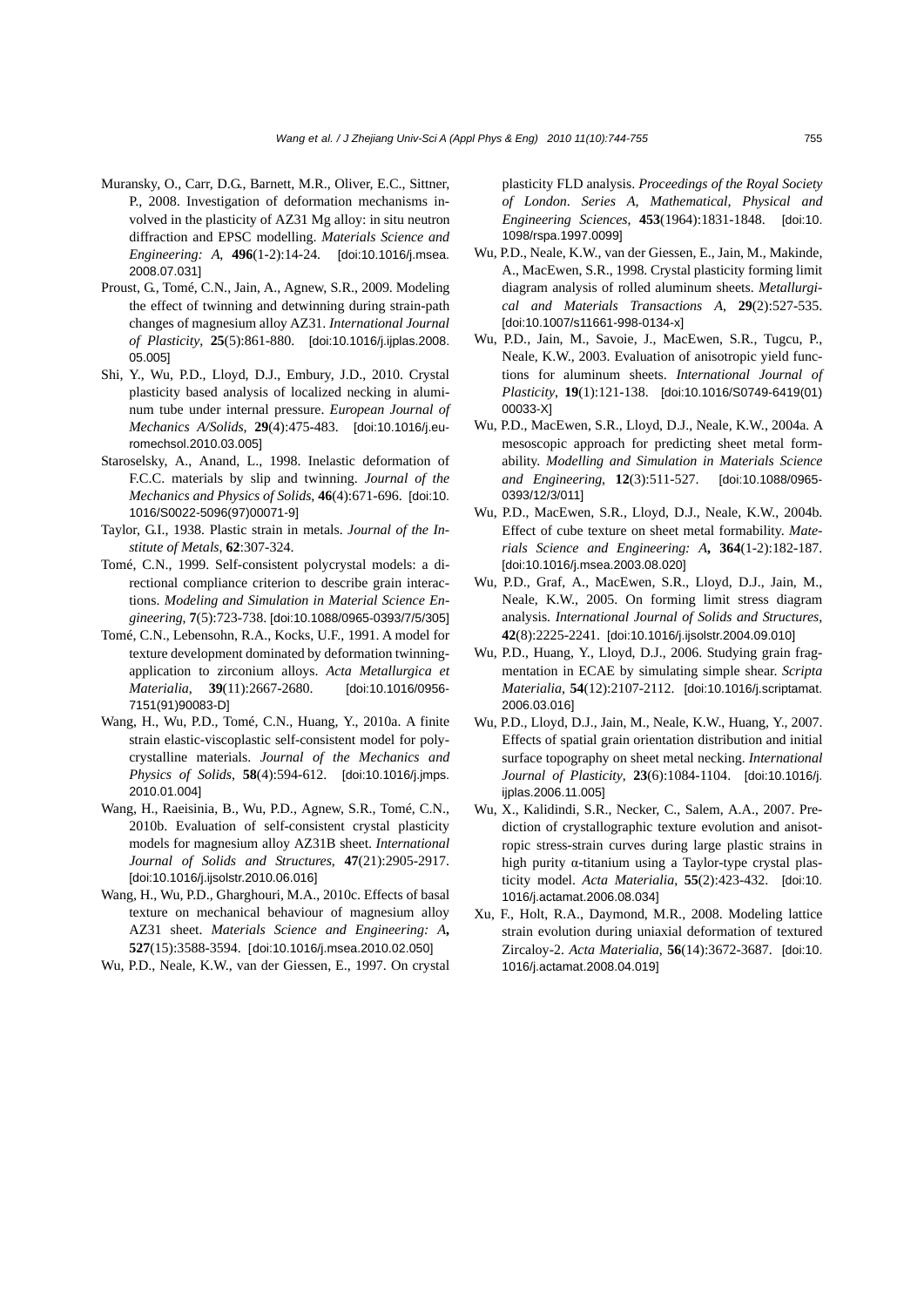Muransky, O., Carr, D.G., Barnett, M.R., Oliver, E.C., Sittner, P., 2008. Investigation of deformation mechanisms involved in the plasticity of AZ31 Mg alloy: in situ neutron diffraction and EPSC modelling. *Materials Science and Engineering: A*, **496**(1-2):14-24. [doi:10.1016/j.msea.2008.07.031]

Proust, G., Tomé, C.N., Jain, A., Agnew, S.R., 2009. Modeling the effect of twinning and detwinning during strain-path changes of magnesium alloy AZ31. *International Journal of Plasticity*, **25**(5):861-880. [doi:10.1016/j.ijplas.2008.05.005]

Shi, Y., Wu, P.D., Lloyd, D.J., Embury, J.D., 2010. Crystal plasticity based analysis of localized necking in aluminum tube under internal pressure. *European Journal of Mechanics A/Solids*, **29**(4):475-483. [doi:10.1016/j.euromechsol.2010.03.005]

Staroselsky, A., Anand, L., 1998. Inelastic deformation of F.C.C. materials by slip and twinning. *Journal of the Mechanics and Physics of Solids*, **46**(4):671-696. [doi:10.1016/S0022-5096(97)00071-9]

Taylor, G.I., 1938. Plastic strain in metals. *Journal of the Institute of Metals*, **62**:307-324.

Tomé, C.N., 1999. Self-consistent polycrystal models: a directional compliance criterion to describe grain interactions. *Modeling and Simulation in Material Science Engineering*, **7**(5):723-738. [doi:10.1088/0965-0393/7/5/305]

Tomé, C.N., Lebensohn, R.A., Kocks, U.F., 1991. A model for texture development dominated by deformation twinning-application to zirconium alloys. *Acta Metallurgica et Materialia*, **39**(11):2667-2680. [doi:10.1016/0956-7151(91)90083-D]

Wang, H., Wu, P.D., Tomé, C.N., Huang, Y., 2010a. A finite strain elastic-viscoplastic self-consistent model for polycrystalline materials. *Journal of the Mechanics and Physics of Solids*, **58**(4):594-612. [doi:10.1016/j.jmps.2010.01.004]

Wang, H., Raeisinia, B., Wu, P.D., Agnew, S.R., Tomé, C.N., 2010b. Evaluation of self-consistent crystal plasticity models for magnesium alloy AZ31B sheet. *International Journal of Solids and Structures*, **47**(21):2905-2917. [doi:10.1016/j.ijsolstr.2010.06.016]

Wang, H., Wu, P.D., Gharghouri, M.A., 2010c. Effects of basal texture on mechanical behaviour of magnesium alloy AZ31 sheet. *Materials Science and Engineering: A*, **527**(15):3588-3594. [doi:10.1016/j.msea.2010.02.050]

Wu, P.D., Neale, K.W., van der Giessen, E., 1997. On crystal plasticity FLD analysis. *Proceedings of the Royal Society of London. Series A, Mathematical, Physical and Engineering Sciences*, **453**(1964):1831-1848. [doi:10.1098/rspa.1997.0099]

Wu, P.D., Neale, K.W., van der Giessen, E., Jain, M., Makinde, A., MacEwen, S.R., 1998. Crystal plasticity forming limit diagram analysis of rolled aluminum sheets. *Metallurgical and Materials Transactions A*, **29**(2):527-535. [doi:10.1007/s11661-998-0134-x]

Wu, P.D., Jain, M., Savoie, J., MacEwen, S.R., Tugcu, P., Neale, K.W., 2003. Evaluation of anisotropic yield functions for aluminum sheets. *International Journal of Plasticity*, **19**(1):121-138. [doi:10.1016/S0749-6419(01)00033-X]

Wu, P.D., MacEwen, S.R., Lloyd, D.J., Neale, K.W., 2004a. A mesoscopic approach for predicting sheet metal formability. *Modelling and Simulation in Materials Science and Engineering*, **12**(3):511-527. [doi:10.1088/0965-0393/12/3/011]

Wu, P.D., MacEwen, S.R., Lloyd, D.J., Neale, K.W., 2004b. Effect of cube texture on sheet metal formability. *Materials Science and Engineering: A*, **364**(1-2):182-187. [doi:10.1016/j.msea.2003.08.020]

Wu, P.D., Graf, A., MacEwen, S.R., Lloyd, D.J., Jain, M., Neale, K.W., 2005. On forming limit stress diagram analysis. *International Journal of Solids and Structures*, **42**(8):2225-2241. [doi:10.1016/j.ijsolstr.2004.09.010]

Wu, P.D., Huang, Y., Lloyd, D.J., 2006. Studying grain fragmentation in ECAE by simulating simple shear. *Scripta Materialia*, **54**(12):2107-2112. [doi:10.1016/j.scriptamat.2006.03.016]

Wu, P.D., Lloyd, D.J., Jain, M., Neale, K.W., Huang, Y., 2007. Effects of spatial grain orientation distribution and initial surface topography on sheet metal necking. *International Journal of Plasticity*, **23**(6):1084-1104. [doi:10.1016/j.ijplas.2006.11.005]

Wu, X., Kalidindi, S.R., Necker, C., Salem, A.A., 2007. Prediction of crystallographic texture evolution and anisotropic stress-strain curves during large plastic strains in high purity α-titanium using a Taylor-type crystal plasticity model. *Acta Materialia*, **55**(2):423-432. [doi:10.1016/j.actamat.2006.08.034]

Xu, F., Holt, R.A., Daymond, M.R., 2008. Modeling lattice strain evolution during uniaxial deformation of textured Zircaloy-2. *Acta Materialia*, **56**(14):3672-3687. [doi:10.1016/j.actamat.2008.04.019]